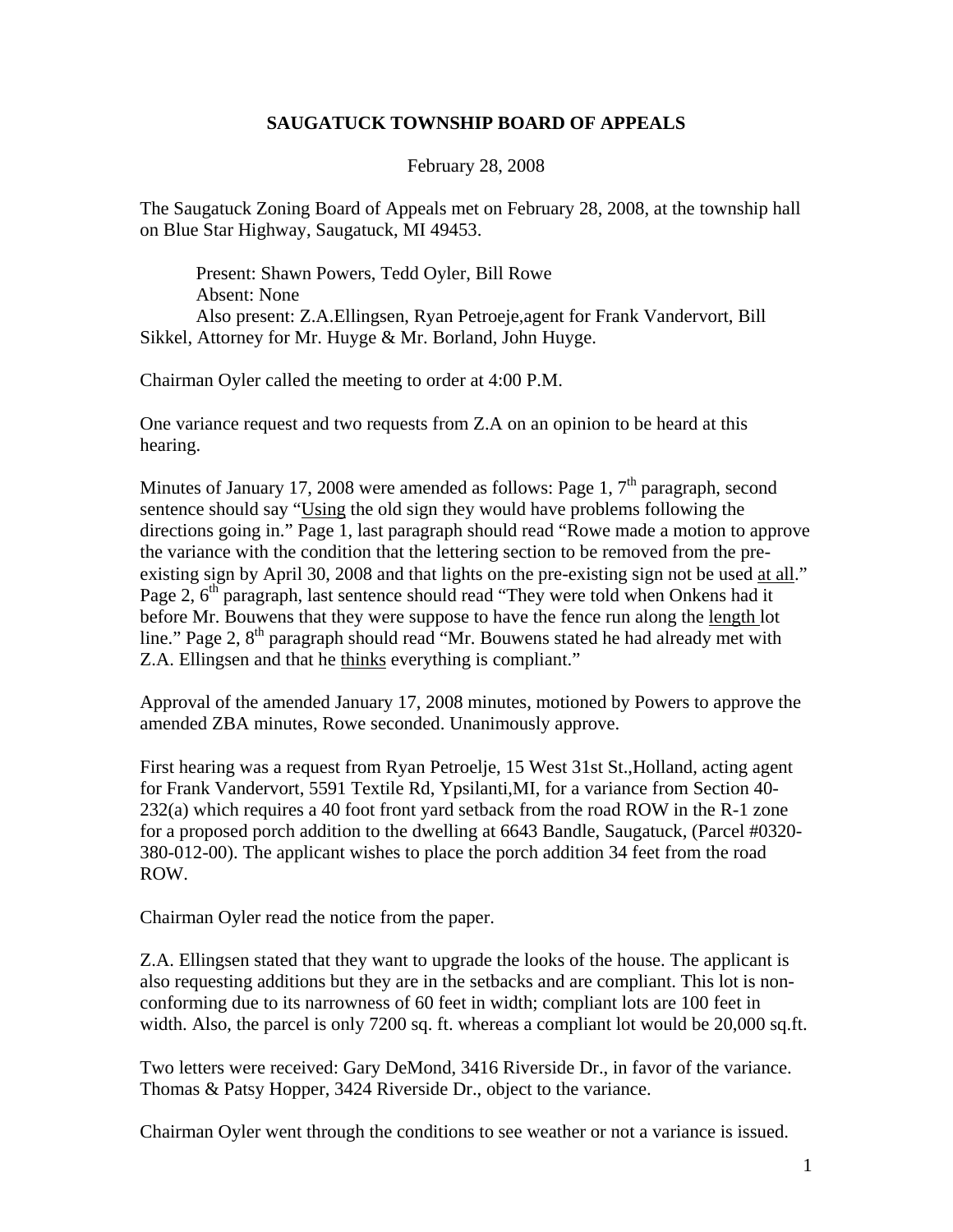# SAUGATUCK TOWNSHIP BOARD OF APPEALS

February 28, 2008

The Saugatuck Zoning Board of Appeals met on February 28, 2008, at the township hall on Blue Star Highway, Saugatuck, MI 49453.

Present: Shawn Powers, Tedd Oyler, Bill Rowe
Absent: None
Also present: Z.A.Ellingsen, Ryan Petroeje,agent for Frank Vandervort, Bill Sikkel, Attorney for Mr. Huyge & Mr. Borland, John Huyge.

Chairman Oyler called the meeting to order at 4:00 P.M.

One variance request and two requests from Z.A on an opinion to be heard at this hearing.

Minutes of January 17, 2008 were amended as follows: Page 1, 7th paragraph, second sentence should say "Using the old sign they would have problems following the directions going in." Page 1, last paragraph should read "Rowe made a motion to approve the variance with the condition that the lettering section to be removed from the pre-existing sign by April 30, 2008 and that lights on the pre-existing sign not be used at all." Page 2, 6th paragraph, last sentence should read "They were told when Onkens had it before Mr. Bouwens that they were suppose to have the fence run along the length lot line." Page 2, 8th paragraph should read "Mr. Bouwens stated he had already met with Z.A. Ellingsen and that he thinks everything is compliant."

Approval of the amended January 17, 2008 minutes, motioned by Powers to approve the amended ZBA minutes, Rowe seconded. Unanimously approve.

First hearing was a request from Ryan Petroelje, 15 West 31st St.,Holland, acting agent for Frank Vandervort, 5591 Textile Rd, Ypsilanti,MI, for a variance from Section 40-232(a) which requires a 40 foot front yard setback from the road ROW in the R-1 zone for a proposed porch addition to the dwelling at 6643 Bandle, Saugatuck, (Parcel #0320-380-012-00). The applicant wishes to place the porch addition 34 feet from the road ROW.

Chairman Oyler read the notice from the paper.

Z.A. Ellingsen stated that they want to upgrade the looks of the house. The applicant is also requesting additions but they are in the setbacks and are compliant. This lot is non-conforming due to its narrowness of 60 feet in width; compliant lots are 100 feet in width. Also, the parcel is only 7200 sq. ft. whereas a compliant lot would be 20,000 sq.ft.

Two letters were received: Gary DeMond, 3416 Riverside Dr., in favor of the variance. Thomas & Patsy Hopper, 3424 Riverside Dr., object to the variance.

Chairman Oyler went through the conditions to see weather or not a variance is issued.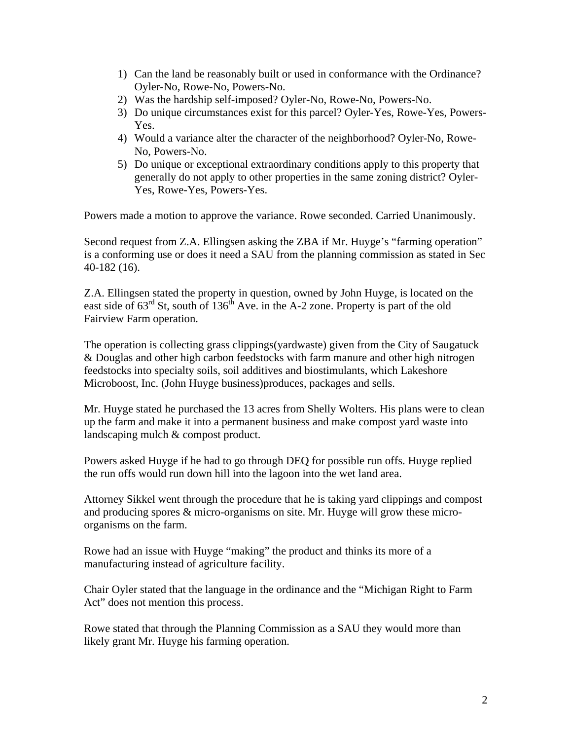1) Can the land be reasonably built or used in conformance with the Ordinance? Oyler-No, Rowe-No, Powers-No.
2) Was the hardship self-imposed? Oyler-No, Rowe-No, Powers-No.
3) Do unique circumstances exist for this parcel? Oyler-Yes, Rowe-Yes, Powers-Yes.
4) Would a variance alter the character of the neighborhood? Oyler-No, Rowe-No, Powers-No.
5) Do unique or exceptional extraordinary conditions apply to this property that generally do not apply to other properties in the same zoning district? Oyler-Yes, Rowe-Yes, Powers-Yes.

Powers made a motion to approve the variance. Rowe seconded. Carried Unanimously.

Second request from Z.A. Ellingsen asking the ZBA if Mr. Huyge's "farming operation" is a conforming use or does it need a SAU from the planning commission as stated in Sec 40-182 (16).

Z.A. Ellingsen stated the property in question, owned by John Huyge, is located on the east side of 63rd St, south of 136th Ave. in the A-2 zone. Property is part of the old Fairview Farm operation.

The operation is collecting grass clippings(yardwaste) given from the City of Saugatuck & Douglas and other high carbon feedstocks with farm manure and other high nitrogen feedstocks into specialty soils, soil additives and biostimulants, which Lakeshore Microboost, Inc. (John Huyge business)produces, packages and sells.

Mr. Huyge stated he purchased the 13 acres from Shelly Wolters. His plans were to clean up the farm and make it into a permanent business and make compost yard waste into landscaping mulch & compost product.

Powers asked Huyge if he had to go through DEQ for possible run offs. Huyge replied the run offs would run down hill into the lagoon into the wet land area.

Attorney Sikkel went through the procedure that he is taking yard clippings and compost and producing spores & micro-organisms on site. Mr. Huyge will grow these micro-organisms on the farm.

Rowe had an issue with Huyge "making" the product and thinks its more of a manufacturing instead of agriculture facility.

Chair Oyler stated that the language in the ordinance and the "Michigan Right to Farm Act" does not mention this process.

Rowe stated that through the Planning Commission as a SAU they would more than likely grant Mr. Huyge his farming operation.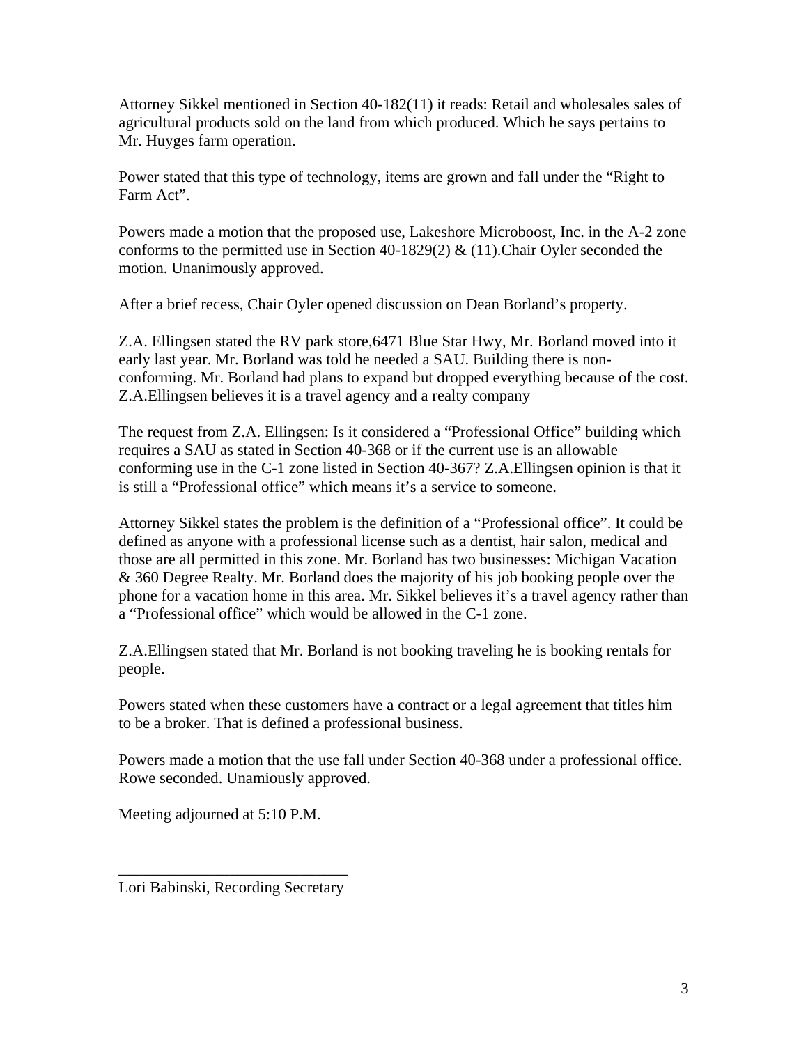Attorney Sikkel mentioned in Section 40-182(11) it reads: Retail and wholesales sales of agricultural products sold on the land from which produced. Which he says pertains to Mr. Huyges farm operation.

Power stated that this type of technology, items are grown and fall under the "Right to Farm Act".

Powers made a motion that the proposed use, Lakeshore Microboost, Inc. in the A-2 zone conforms to the permitted use in Section 40-1829(2) & (11).Chair Oyler seconded the motion. Unanimously approved.

After a brief recess, Chair Oyler opened discussion on Dean Borland's property.

Z.A. Ellingsen stated the RV park store,6471 Blue Star Hwy, Mr. Borland moved into it early last year. Mr. Borland was told he needed a SAU. Building there is non-conforming. Mr. Borland had plans to expand but dropped everything because of the cost. Z.A.Ellingsen believes it is a travel agency and a realty company

The request from Z.A. Ellingsen: Is it considered a "Professional Office" building which requires a SAU as stated in Section 40-368 or if the current use is an allowable conforming use in the C-1 zone listed in Section 40-367? Z.A.Ellingsen opinion is that it is still a "Professional office" which means it's a service to someone.

Attorney Sikkel states the problem is the definition of a "Professional office". It could be defined as anyone with a professional license such as a dentist, hair salon, medical and those are all permitted in this zone. Mr. Borland has two businesses: Michigan Vacation & 360 Degree Realty. Mr. Borland does the majority of his job booking people over the phone for a vacation home in this area. Mr. Sikkel believes it's a travel agency rather than a "Professional office" which would be allowed in the C-1 zone.

Z.A.Ellingsen stated that Mr. Borland is not booking traveling he is booking rentals for people.

Powers stated when these customers have a contract or a legal agreement that titles him to be a broker. That is defined a professional business.

Powers made a motion that the use fall under Section 40-368 under a professional office. Rowe seconded. Unamiously approved.

Meeting adjourned at 5:10 P.M.

______________________________
Lori Babinski, Recording Secretary